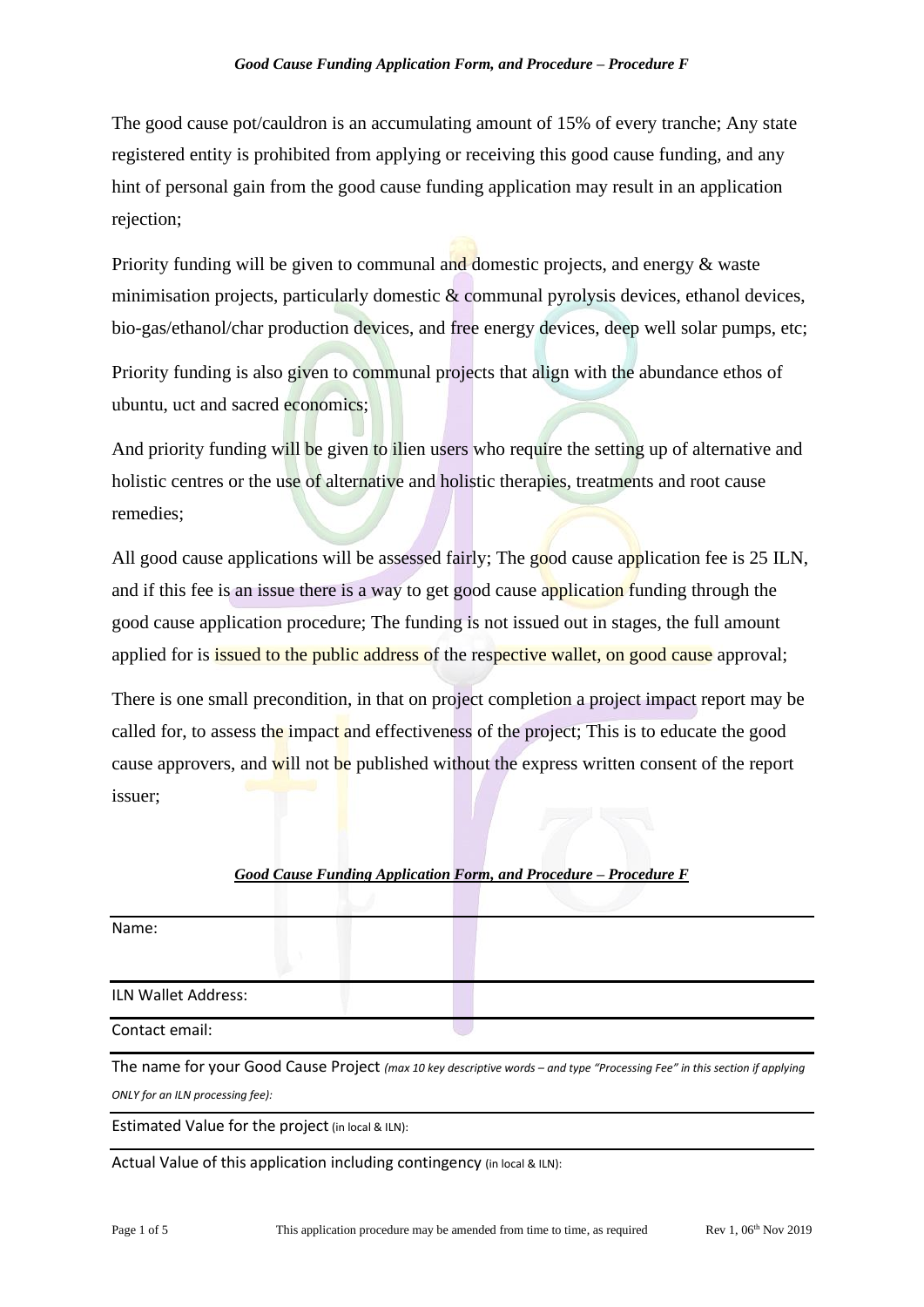The good cause pot/cauldron is an accumulating amount of 15% of every tranche; Any state registered entity is prohibited from applying or receiving this good cause funding, and any hint of personal gain from the good cause funding application may result in an application rejection;

Priority funding will be given to communal and domestic projects, and energy & waste minimisation projects, particularly domestic & communal pyrolysis devices, ethanol devices, bio-gas/ethanol/char production devices, and free energy devices, deep well solar pumps, etc;

Priority funding is also given to communal projects that align with the abundance ethos of ubuntu, uct and sacred economics;

And priority funding will be given to ilien users who require the setting up of alternative and holistic centres or the use of alternative and holistic therapies, treatments and root cause remedies;

All good cause applications will be assessed fairly; The good cause application fee is 25 ILN, and if this fee is an issue there is a way to get good cause application funding through the good cause application procedure; The funding is not issued out in stages, the full amount applied for is issued to the public address of the respective wallet, on good cause approval;

There is one small precondition, in that on project completion a project impact report may be called for, to assess the impact and effectiveness of the project; This is to educate the good cause approvers, and will not be published without the express written consent of the report issuer;

## ***Good Cause Funding Application Form, and Procedure – Procedure F***

Name:

ILN Wallet Address:

Contact email:

The name for your Good Cause Project *(max 10 key descriptive words – and type "Processing Fee" in this section if applying ONLY for an ILN processing fee):*

Estimated Value for the project (in local & ILN):

Actual Value of this application including contingency (in local & ILN):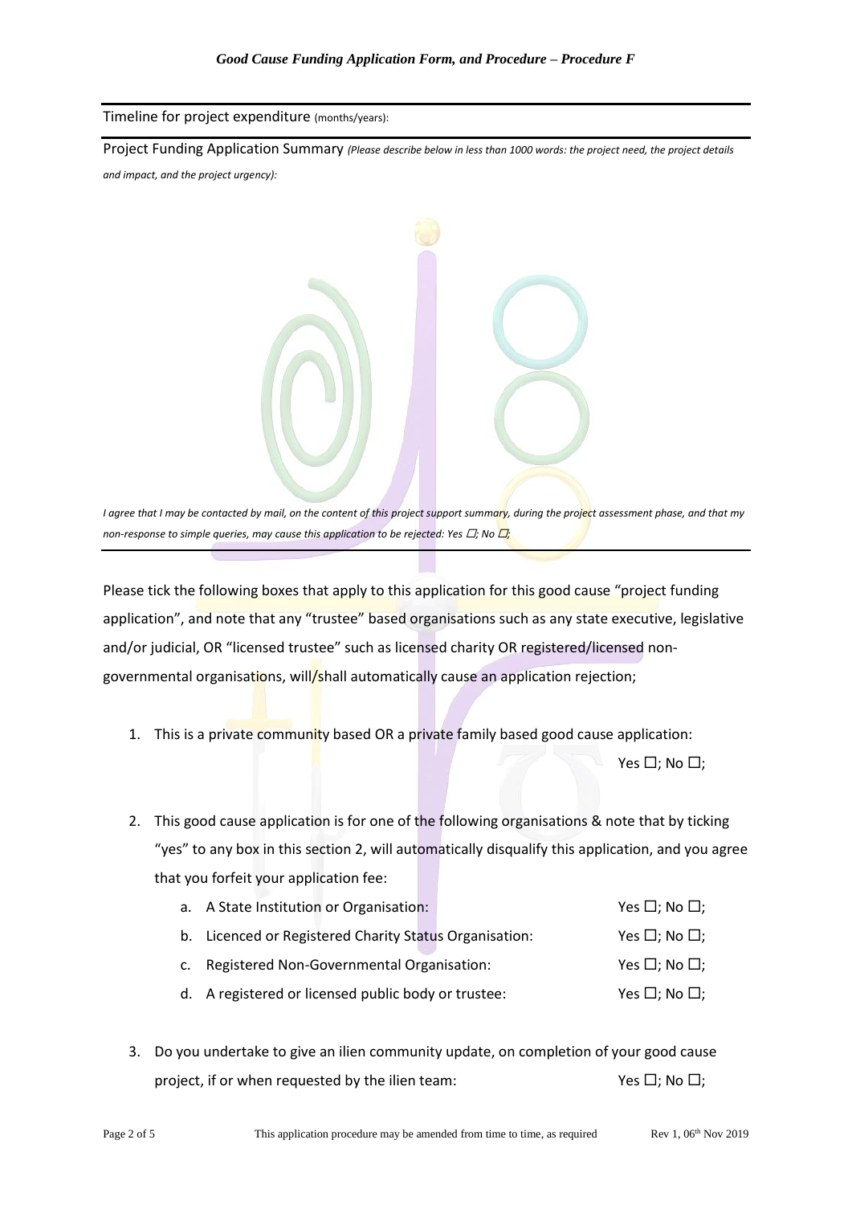Timeline for project expenditure (months/years):

---

Project Funding Application Summary *(Please describe below in less than 1000 words: the project need, the project details and impact, and the project urgency):*

*I agree that I may be contacted by mail, on the content of this project support summary, during the project assessment phase, and that my non-response to simple queries, may cause this application to be rejected: Yes ☐; No ☐;*

---

Please tick the following boxes that apply to this application for this good cause "project funding application", and note that any "trustee" based organisations such as any state executive, legislative and/or judicial, OR "licensed trustee" such as licensed charity OR registered/licensed non-governmental organisations, will/shall automatically cause an application rejection;

1. This is a private community based OR a private family based good cause application: Yes ☐; No ☐;

2. This good cause application is for one of the following organisations & note that by ticking "yes" to any box in this section 2, will automatically disqualify this application, and you agree that you forfeit your application fee:

   a. A State Institution or Organisation: Yes ☐; No ☐;
   b. Licenced or Registered Charity Status Organisation: Yes ☐; No ☐;
   c. Registered Non-Governmental Organisation: Yes ☐; No ☐;
   d. A registered or licensed public body or trustee: Yes ☐; No ☐;

3. Do you undertake to give an ilien community update, on completion of your good cause project, if or when requested by the ilien team: Yes ☐; No ☐;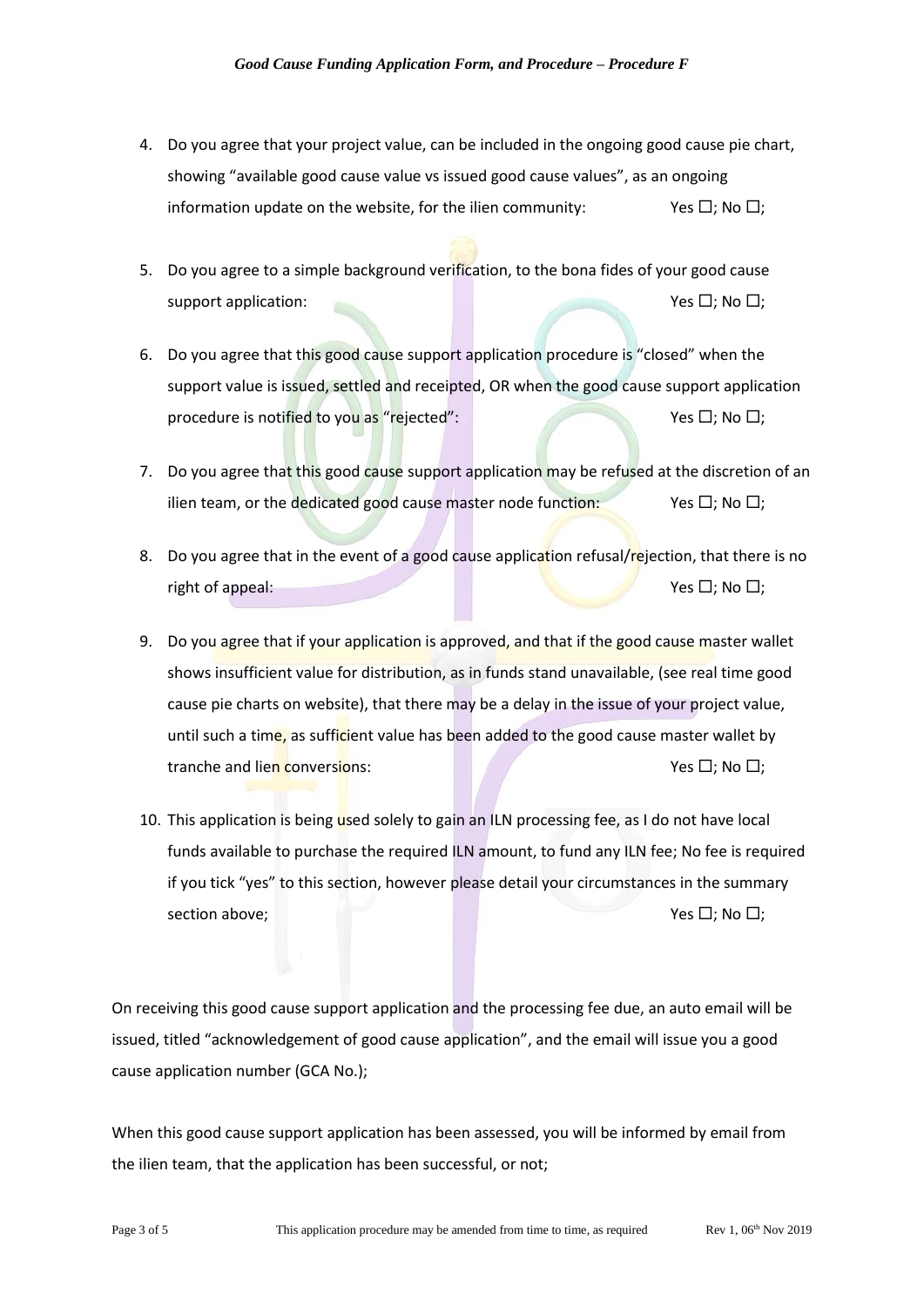4. Do you agree that your project value, can be included in the ongoing good cause pie chart, showing "available good cause value vs issued good cause values", as an ongoing information update on the website, for the ilien community: Yes ☐; No ☐;

5. Do you agree to a simple background verification, to the bona fides of your good cause support application: Yes ☐; No ☐;

6. Do you agree that this good cause support application procedure is "closed" when the support value is issued, settled and receipted, OR when the good cause support application procedure is notified to you as "rejected": Yes ☐; No ☐;

7. Do you agree that this good cause support application may be refused at the discretion of an ilien team, or the dedicated good cause master node function: Yes ☐; No ☐;

8. Do you agree that in the event of a good cause application refusal/rejection, that there is no right of appeal: Yes ☐; No ☐;

9. Do you agree that if your application is approved, and that if the good cause master wallet shows insufficient value for distribution, as in funds stand unavailable, (see real time good cause pie charts on website), that there may be a delay in the issue of your project value, until such a time, as sufficient value has been added to the good cause master wallet by tranche and lien conversions: Yes ☐; No ☐;

10. This application is being used solely to gain an ILN processing fee, as I do not have local funds available to purchase the required ILN amount, to fund any ILN fee; No fee is required if you tick "yes" to this section, however please detail your circumstances in the summary section above; Yes ☐; No ☐;

On receiving this good cause support application and the processing fee due, an auto email will be issued, titled "acknowledgement of good cause application", and the email will issue you a good cause application number (GCA No.);

When this good cause support application has been assessed, you will be informed by email from the ilien team, that the application has been successful, or not;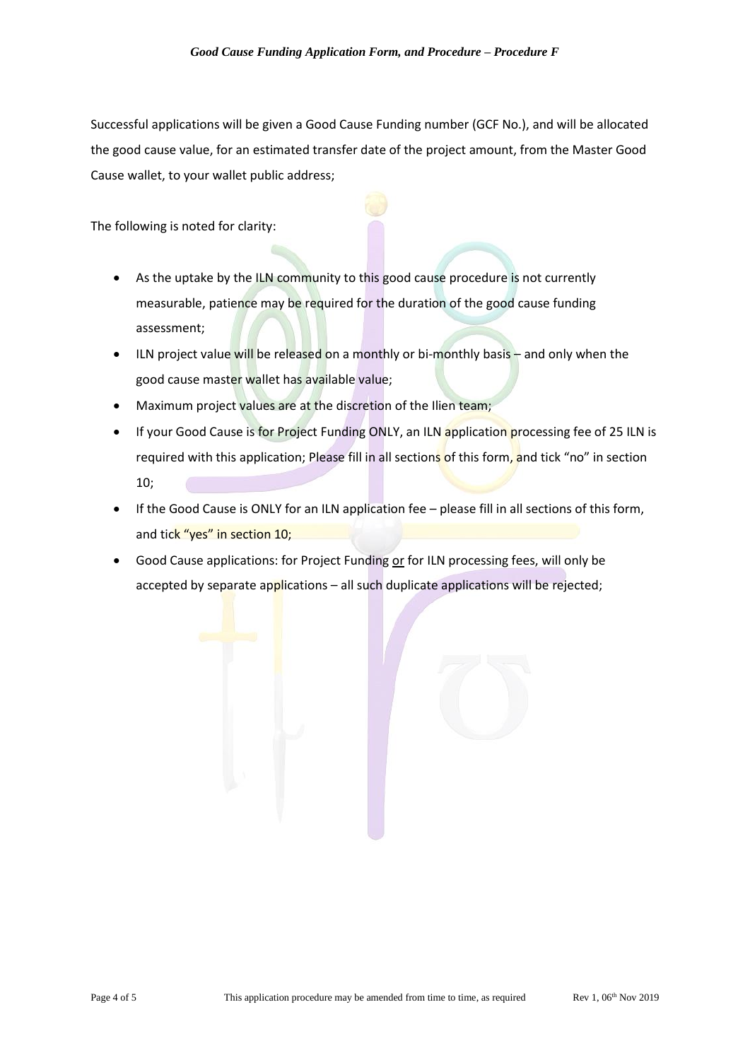Successful applications will be given a Good Cause Funding number (GCF No.), and will be allocated the good cause value, for an estimated transfer date of the project amount, from the Master Good Cause wallet, to your wallet public address;

The following is noted for clarity:

- As the uptake by the ILN community to this good cause procedure is not currently measurable, patience may be required for the duration of the good cause funding assessment;
- ILN project value will be released on a monthly or bi-monthly basis – and only when the good cause master wallet has available value;
- Maximum project values are at the discretion of the Ilien team;
- If your Good Cause is for Project Funding ONLY, an ILN application processing fee of 25 ILN is required with this application; Please fill in all sections of this form, and tick "no" in section 10;
- If the Good Cause is ONLY for an ILN application fee – please fill in all sections of this form, and tick "yes" in section 10;
- Good Cause applications: for Project Funding <u>or</u> for ILN processing fees, will only be accepted by separate applications – all such duplicate applications will be rejected;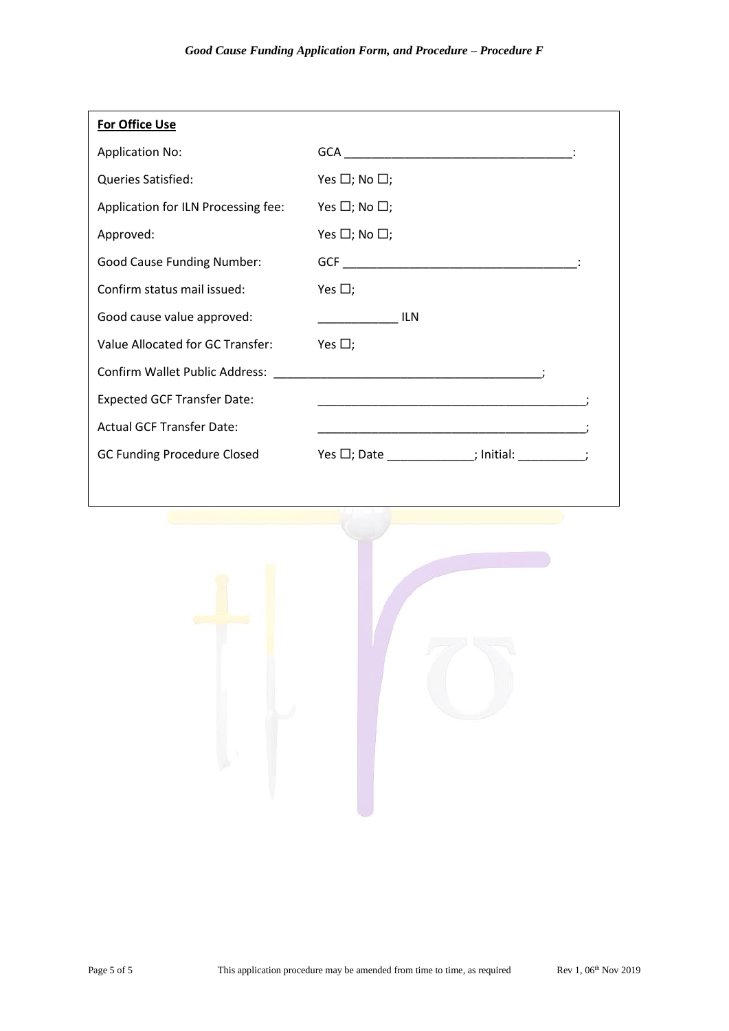**For Office Use**

| | |
|---|---|
| Application No: | GCA ___________________________________: |
| Queries Satisfied: | Yes ☐; No ☐; |
| Application for ILN Processing fee: | Yes ☐; No ☐; |
| Approved: | Yes ☐; No ☐; |
| Good Cause Funding Number: | GCF ____________________________________: |
| Confirm status mail issued: | Yes ☐; |
| Good cause value approved: | ____________ ILN |
| Value Allocated for GC Transfer: | Yes ☐; |
| Confirm Wallet Public Address: | ________________________________________; |
| Expected GCF Transfer Date: | ________________________________________; |
| Actual GCF Transfer Date: | ________________________________________; |
| GC Funding Procedure Closed | Yes ☐; Date _____________; Initial: __________; |

This application procedure may be amended from time to time, as required

Rev 1, 06th Nov 2019